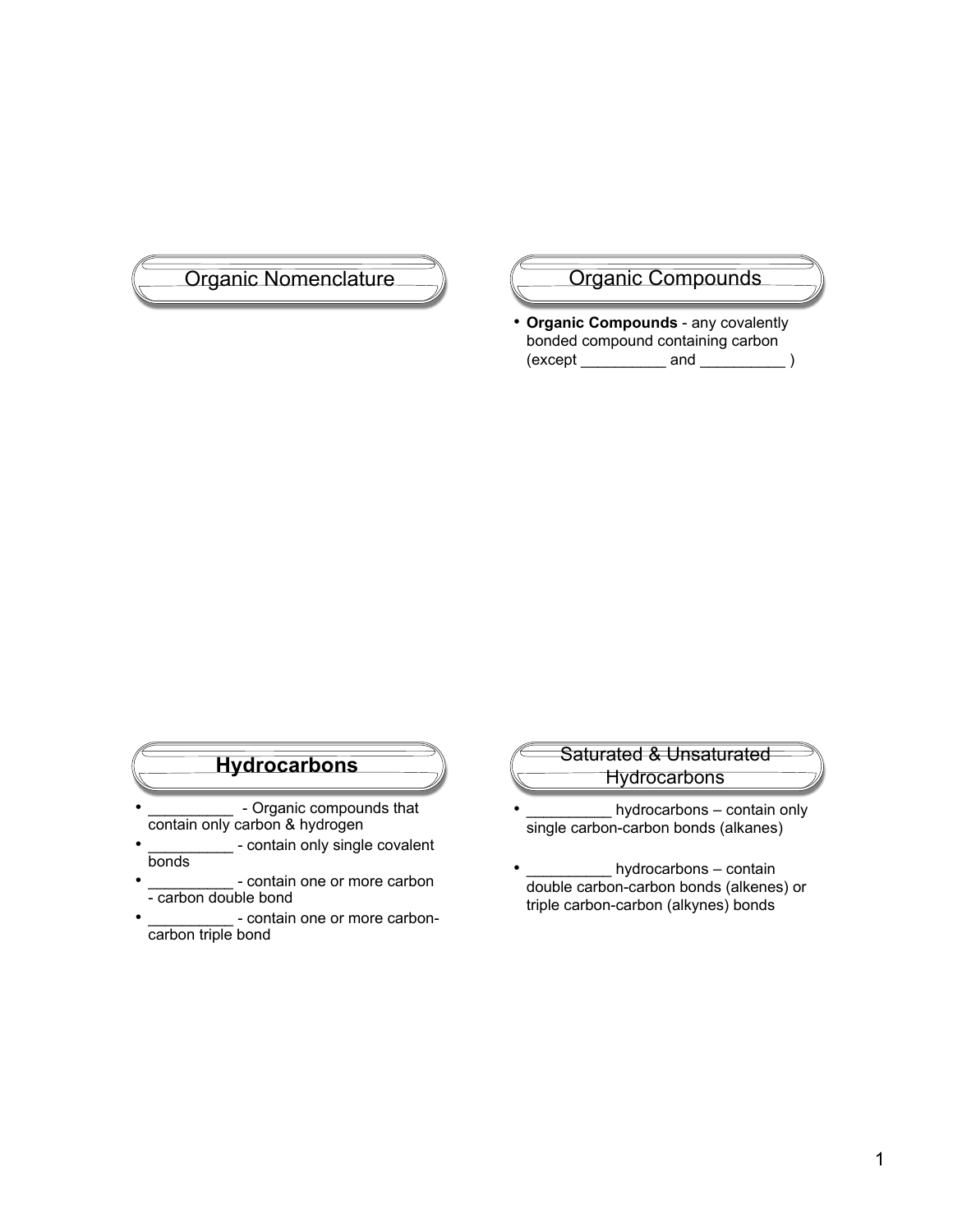## Organic Nomenclature

## Organic Compounds

- **Organic Compounds** - any covalently bonded compound containing carbon (except __________ and __________ )

## **Hydrocarbons**

- __________ - Organic compounds that contain only carbon & hydrogen
- __________ - contain only single covalent bonds
- __________ - contain one or more carbon - carbon double bond
- __________ - contain one or more carbon-carbon triple bond

## Saturated & Unsaturated Hydrocarbons

- __________ hydrocarbons – contain only single carbon-carbon bonds (alkanes)

- __________ hydrocarbons – contain double carbon-carbon bonds (alkenes) or triple carbon-carbon (alkynes) bonds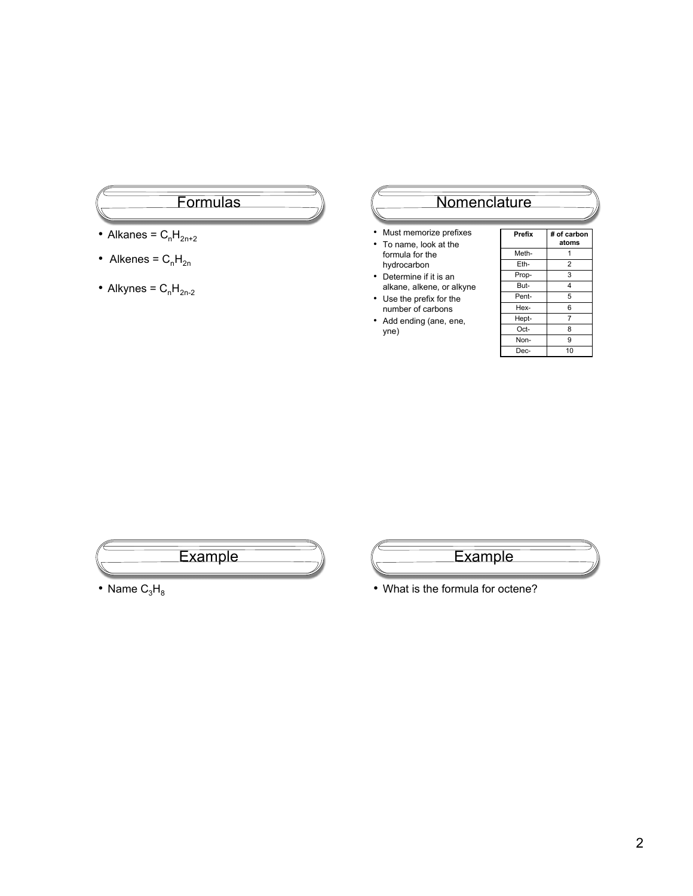## Formulas

- Alkanes = $C_nH_{2n+2}$
- Alkenes = $C_nH_{2n}$
- Alkynes = $C_nH_{2n-2}$

## Nomenclature

- Must memorize prefixes
- To name, look at the formula for the hydrocarbon
- Determine if it is an alkane, alkene, or alkyne
- Use the prefix for the number of carbons
- Add ending (ane, ene, yne)

| Prefix | # of carbon atoms |
|---|---|
| Meth- | 1 |
| Eth- | 2 |
| Prop- | 3 |
| But- | 4 |
| Pent- | 5 |
| Hex- | 6 |
| Hept- | 7 |
| Oct- | 8 |
| Non- | 9 |
| Dec- | 10 |

## Example

- Name $C_3H_8$

## Example

- What is the formula for octene?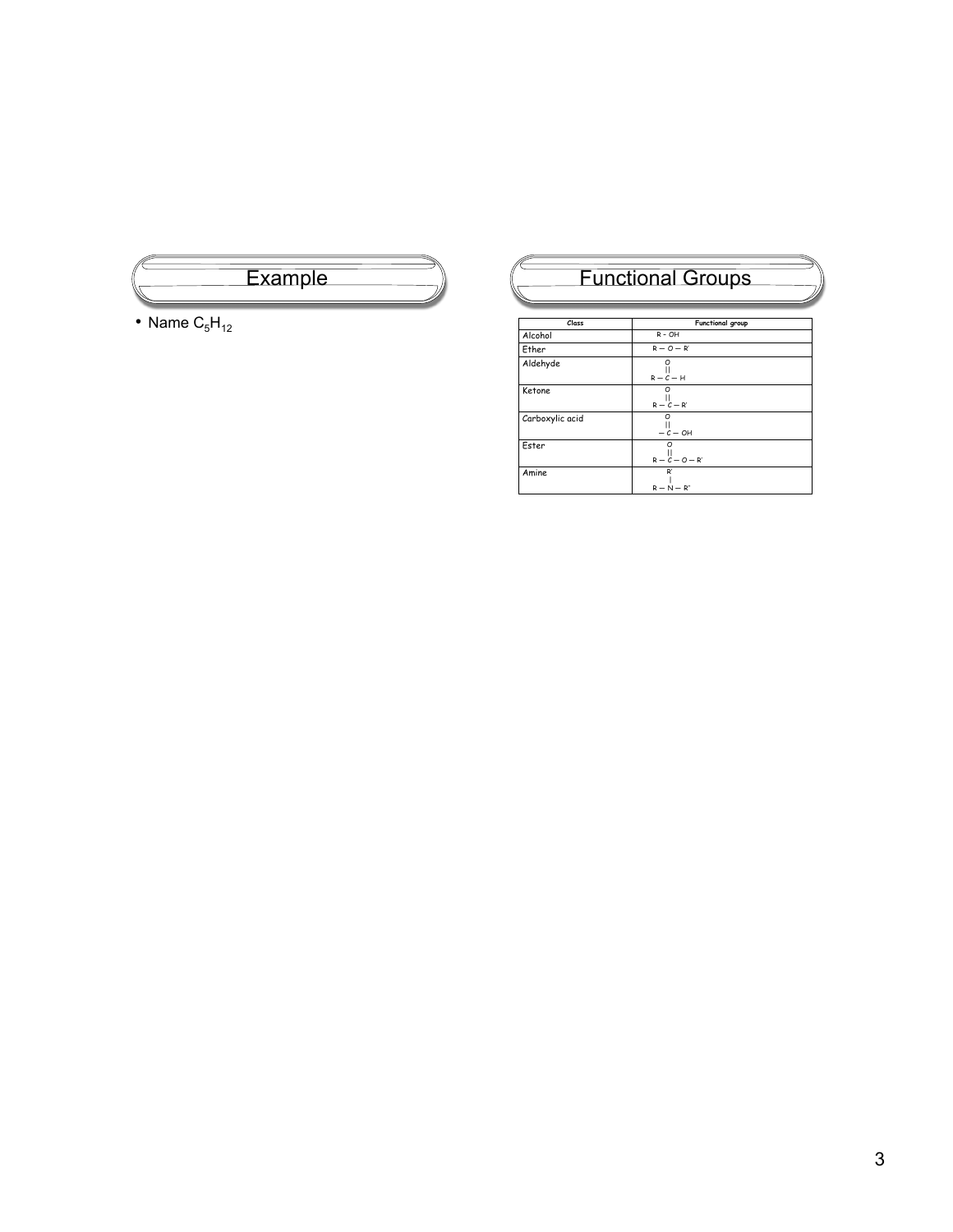## Example

- Name $C_5H_{12}$

## Functional Groups

| Class | Functional group |
| --- | --- |
| Alcohol | R – OH |
| Ether | R — O — R′ |
| Aldehyde | $R - \overset{O}{\overset{\parallel}{C}} - H$ |
| Ketone | $R - \overset{O}{\overset{\parallel}{C}} - R'$ |
| Carboxylic acid | $- \overset{O}{\overset{\parallel}{C}} - OH$ |
| Ester | $R - \overset{O}{\overset{\parallel}{C}} - O - R'$ |
| Amine | $R - \overset{R'}{\overset{\vert}{N}} - R''$ |